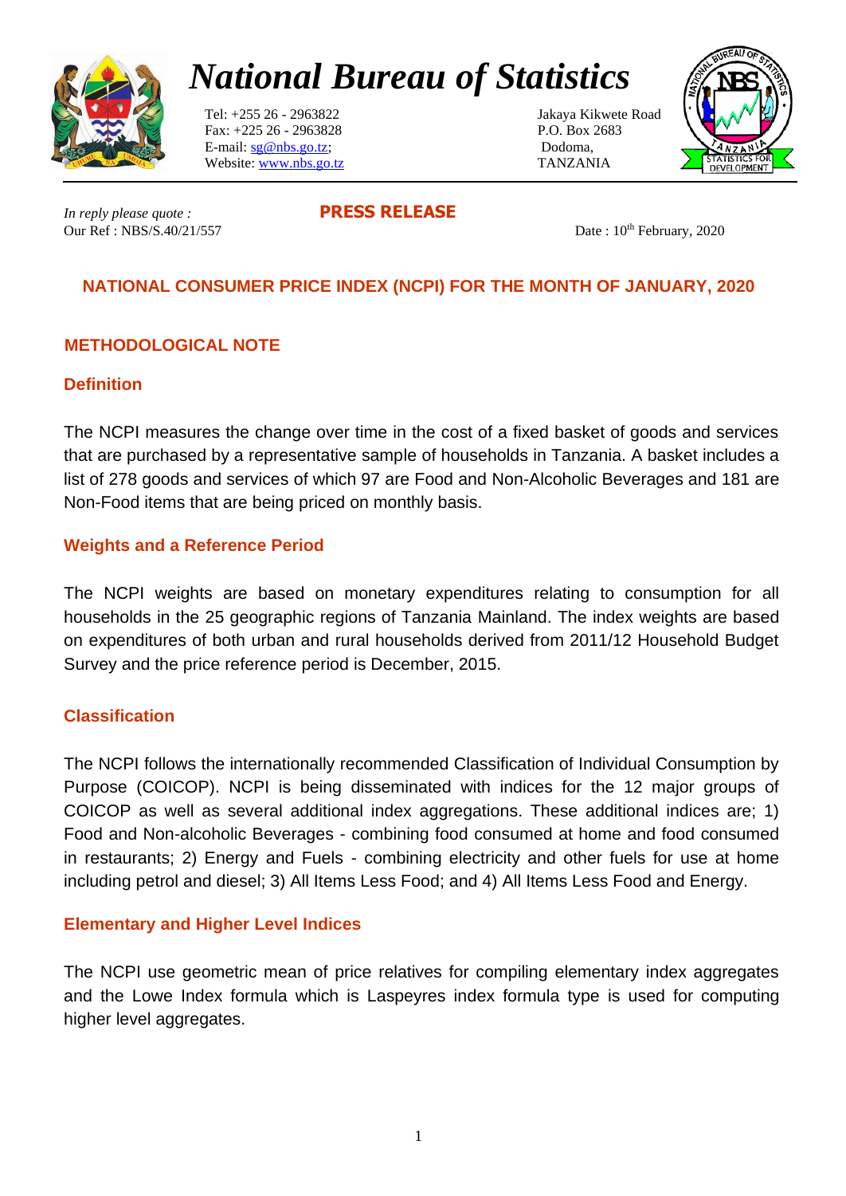# *National Bureau of Statistics*

Tel: +255 26 - 2963822
Fax: +225 26 - 2963828
E-mail: sg@nbs.go.tz;
Website: www.nbs.go.tz

Jakaya Kikwete Road
P.O. Box 2683
Dodoma,
TANZANIA

*In reply please quote :*
Our Ref : NBS/S.40/21/557

**PRESS RELEASE**

Date : 10th February, 2020

## NATIONAL CONSUMER PRICE INDEX (NCPI) FOR THE MONTH OF JANUARY, 2020

### METHODOLOGICAL NOTE

#### Definition

The NCPI measures the change over time in the cost of a fixed basket of goods and services that are purchased by a representative sample of households in Tanzania. A basket includes a list of 278 goods and services of which 97 are Food and Non-Alcoholic Beverages and 181 are Non-Food items that are being priced on monthly basis.

#### Weights and a Reference Period

The NCPI weights are based on monetary expenditures relating to consumption for all households in the 25 geographic regions of Tanzania Mainland. The index weights are based on expenditures of both urban and rural households derived from 2011/12 Household Budget Survey and the price reference period is December, 2015.

#### Classification

The NCPI follows the internationally recommended Classification of Individual Consumption by Purpose (COICOP). NCPI is being disseminated with indices for the 12 major groups of COICOP as well as several additional index aggregations. These additional indices are; 1) Food and Non-alcoholic Beverages - combining food consumed at home and food consumed in restaurants; 2) Energy and Fuels - combining electricity and other fuels for use at home including petrol and diesel; 3) All Items Less Food; and 4) All Items Less Food and Energy.

#### Elementary and Higher Level Indices

The NCPI use geometric mean of price relatives for compiling elementary index aggregates and the Lowe Index formula which is Laspeyres index formula type is used for computing higher level aggregates.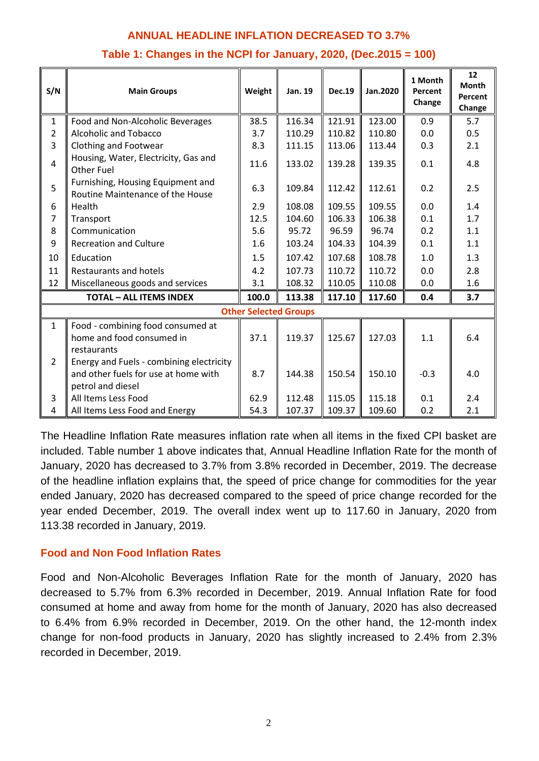## ANNUAL HEADLINE INFLATION DECREASED TO 3.7%

### Table 1: Changes in the NCPI for January, 2020, (Dec.2015 = 100)

| S/N | Main Groups | Weight | Jan. 19 | Dec.19 | Jan.2020 | 1 Month Percent Change | 12 Month Percent Change |
|---|---|---|---|---|---|---|---|
| 1 | Food and Non-Alcoholic Beverages | 38.5 | 116.34 | 121.91 | 123.00 | 0.9 | 5.7 |
| 2 | Alcoholic and Tobacco | 3.7 | 110.29 | 110.82 | 110.80 | 0.0 | 0.5 |
| 3 | Clothing and Footwear | 8.3 | 111.15 | 113.06 | 113.44 | 0.3 | 2.1 |
| 4 | Housing, Water, Electricity, Gas and Other Fuel | 11.6 | 133.02 | 139.28 | 139.35 | 0.1 | 4.8 |
| 5 | Furnishing, Housing Equipment and Routine Maintenance of the House | 6.3 | 109.84 | 112.42 | 112.61 | 0.2 | 2.5 |
| 6 | Health | 2.9 | 108.08 | 109.55 | 109.55 | 0.0 | 1.4 |
| 7 | Transport | 12.5 | 104.60 | 106.33 | 106.38 | 0.1 | 1.7 |
| 8 | Communication | 5.6 | 95.72 | 96.59 | 96.74 | 0.2 | 1.1 |
| 9 | Recreation and Culture | 1.6 | 103.24 | 104.33 | 104.39 | 0.1 | 1.1 |
| 10 | Education | 1.5 | 107.42 | 107.68 | 108.78 | 1.0 | 1.3 |
| 11 | Restaurants and hotels | 4.2 | 107.73 | 110.72 | 110.72 | 0.0 | 2.8 |
| 12 | Miscellaneous goods and services | 3.1 | 108.32 | 110.05 | 110.08 | 0.0 | 1.6 |
| **TOTAL – ALL ITEMS INDEX** | | **100.0** | **113.38** | **117.10** | **117.60** | **0.4** | **3.7** |
| **Other Selected Groups** | | | | | | | |
| 1 | Food - combining food consumed at home and food consumed in restaurants | 37.1 | 119.37 | 125.67 | 127.03 | 1.1 | 6.4 |
| 2 | Energy and Fuels - combining electricity and other fuels for use at home with petrol and diesel | 8.7 | 144.38 | 150.54 | 150.10 | -0.3 | 4.0 |
| 3 | All Items Less Food | 62.9 | 112.48 | 115.05 | 115.18 | 0.1 | 2.4 |
| 4 | All Items Less Food and Energy | 54.3 | 107.37 | 109.37 | 109.60 | 0.2 | 2.1 |

The Headline Inflation Rate measures inflation rate when all items in the fixed CPI basket are included. Table number 1 above indicates that, Annual Headline Inflation Rate for the month of January, 2020 has decreased to 3.7% from 3.8% recorded in December, 2019. The decrease of the headline inflation explains that, the speed of price change for commodities for the year ended January, 2020 has decreased compared to the speed of price change recorded for the year ended December, 2019. The overall index went up to 117.60 in January, 2020 from 113.38 recorded in January, 2019.

## Food and Non Food Inflation Rates

Food and Non-Alcoholic Beverages Inflation Rate for the month of January, 2020 has decreased to 5.7% from 6.3% recorded in December, 2019. Annual Inflation Rate for food consumed at home and away from home for the month of January, 2020 has also decreased to 6.4% from 6.9% recorded in December, 2019. On the other hand, the 12-month index change for non-food products in January, 2020 has slightly increased to 2.4% from 2.3% recorded in December, 2019.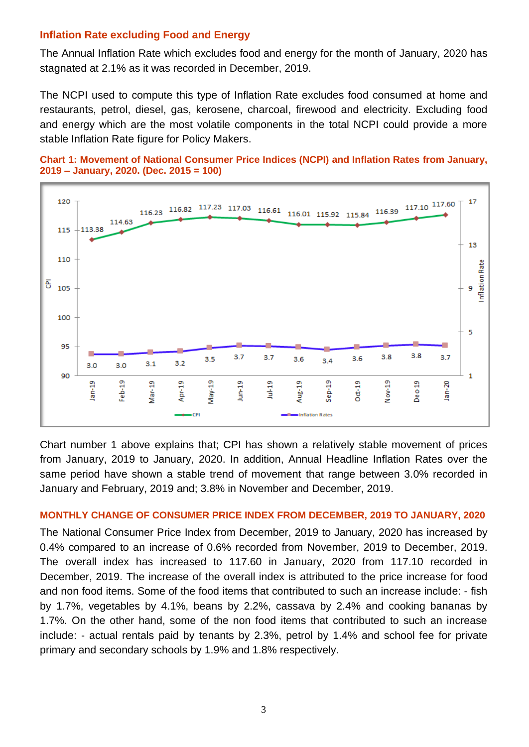### Inflation Rate excluding Food and Energy

The Annual Inflation Rate which excludes food and energy for the month of January, 2020 has stagnated at 2.1% as it was recorded in December, 2019.

The NCPI used to compute this type of Inflation Rate excludes food consumed at home and restaurants, petrol, diesel, gas, kerosene, charcoal, firewood and electricity. Excluding food and energy which are the most volatile components in the total NCPI could provide a more stable Inflation Rate figure for Policy Makers.

**Chart 1: Movement of National Consumer Price Indices (NCPI) and Inflation Rates from January, 2019 – January, 2020. (Dec. 2015 = 100)**

| Month | CPI | Inflation Rates |
|---|---|---|
| Jan-19 | 113.38 | 3.0 |
| Feb-19 | 114.63 | 3.0 |
| Mar-19 | 116.23 | 3.1 |
| Apr-19 | 116.82 | 3.2 |
| May-19 | 117.23 | 3.5 |
| Jun-19 | 117.03 | 3.7 |
| Jul-19 | 116.61 | 3.7 |
| Aug-19 | 116.01 | 3.6 |
| Sep-19 | 115.92 | 3.4 |
| Oct-19 | 115.84 | 3.6 |
| Nov-19 | 116.39 | 3.8 |
| Dec-19 | 117.10 | 3.8 |
| Jan-20 | 117.60 | 3.7 |

Chart number 1 above explains that; CPI has shown a relatively stable movement of prices from January, 2019 to January, 2020. In addition, Annual Headline Inflation Rates over the same period have shown a stable trend of movement that range between 3.0% recorded in January and February, 2019 and; 3.8% in November and December, 2019.

### MONTHLY CHANGE OF CONSUMER PRICE INDEX FROM DECEMBER, 2019 TO JANUARY, 2020

The National Consumer Price Index from December, 2019 to January, 2020 has increased by 0.4% compared to an increase of 0.6% recorded from November, 2019 to December, 2019. The overall index has increased to 117.60 in January, 2020 from 117.10 recorded in December, 2019. The increase of the overall index is attributed to the price increase for food and non food items. Some of the food items that contributed to such an increase include: - fish by 1.7%, vegetables by 4.1%, beans by 2.2%, cassava by 2.4% and cooking bananas by 1.7%. On the other hand, some of the non food items that contributed to such an increase include: - actual rentals paid by tenants by 2.3%, petrol by 1.4% and school fee for private primary and secondary schools by 1.9% and 1.8% respectively.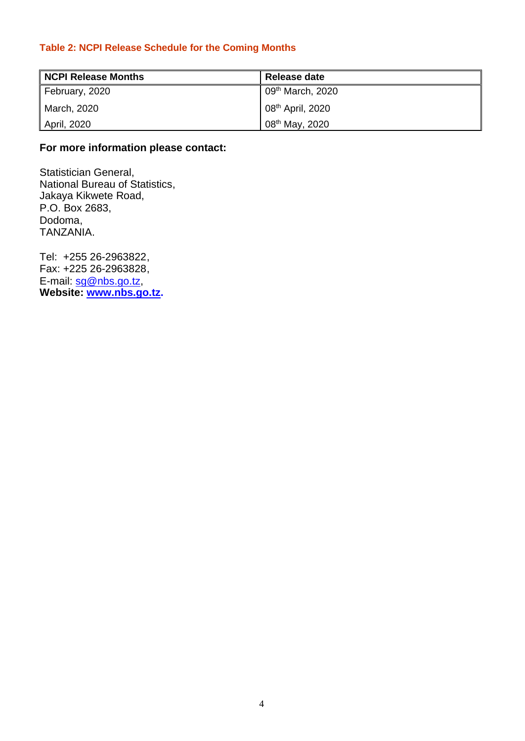**Table 2: NCPI Release Schedule for the Coming Months**

| NCPI Release Months | Release date |
|---|---|
| February, 2020 | 09th March, 2020 |
| March, 2020 | 08th April, 2020 |
| April, 2020 | 08th May, 2020 |

**For more information please contact:**

Statistician General,
National Bureau of Statistics,
Jakaya Kikwete Road,
P.O. Box 2683,
Dodoma,
TANZANIA.

Tel: +255 26-2963822,
Fax: +225 26-2963828,
E-mail: sg@nbs.go.tz,
**Website: www.nbs.go.tz.**